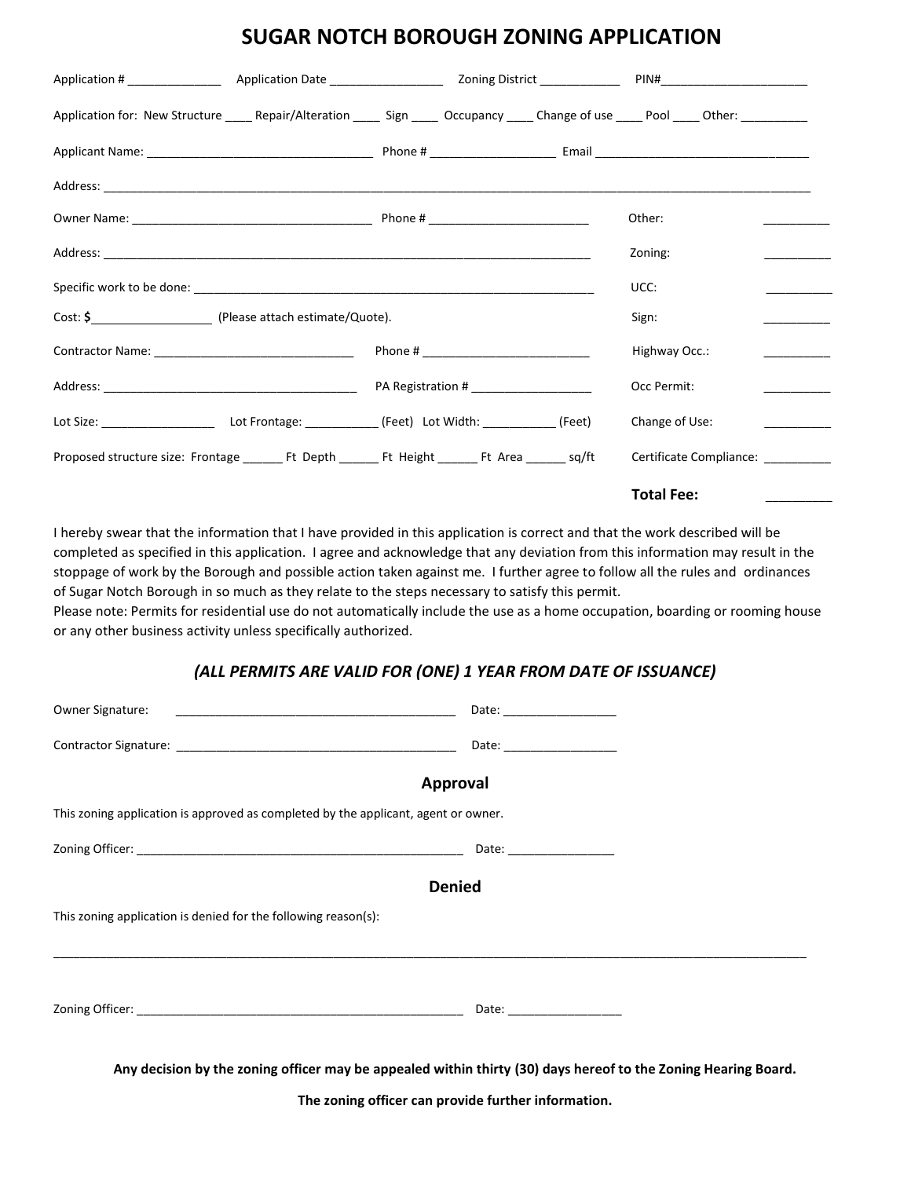# SUGAR NOTCH BOROUGH ZONING APPLICATION

Application # ______________ Application Date _________________ Zoning District ____________ PIN#______________________

Application for: New Structure ____ Repair/Alteration ____ Sign ____ Occupancy ____ Change of use ____ Pool ____ Other: __________

Applicant Name: ___________________________________ Phone # ___________________ Email _________________________________

Address: ___________________________________________________________________________________________________________

Owner Name: _____________________________________ Phone # _________________________

Address: ____________________________________________________________________________

Specific work to be done: ______________________________________________________________

Cost: **$**__________________ (Please attach estimate/Quote).

Contractor Name: _______________________________ Phone # __________________________

Address: _______________________________________ PA Registration # ___________________

Lot Size: _________________ Lot Frontage: ___________ (Feet) Lot Width: ___________ (Feet)

Proposed structure size: Frontage ______ Ft Depth ______ Ft Height ______ Ft Area ______ sq/ft

| Fee | Amount |
|---|---|
| Other: | __________ |
| Zoning: | __________ |
| UCC: | __________ |
| Sign: | __________ |
| Highway Occ.: | __________ |
| Occ Permit: | __________ |
| Change of Use: | __________ |
| Certificate Compliance: | __________ |
| **Total Fee:** | _________ |

I hereby swear that the information that I have provided in this application is correct and that the work described will be completed as specified in this application. I agree and acknowledge that any deviation from this information may result in the stoppage of work by the Borough and possible action taken against me. I further agree to follow all the rules and ordinances of Sugar Notch Borough in so much as they relate to the steps necessary to satisfy this permit.
Please note: Permits for residential use do not automatically include the use as a home occupation, boarding or rooming house or any other business activity unless specifically authorized.

***(ALL PERMITS ARE VALID FOR (ONE) 1 YEAR FROM DATE OF ISSUANCE)***

Owner Signature: ___________________________________________ Date: _________________

Contractor Signature: ___________________________________________ Date: _________________

## Approval

This zoning application is approved as completed by the applicant, agent or owner.

Zoning Officer: ___________________________________________________ Date: ________________

## Denied

This zoning application is denied for the following reason(s):

_____________________________________________________________________________________________________________

Zoning Officer: ___________________________________________________ Date: _________________

**Any decision by the zoning officer may be appealed within thirty (30) days hereof to the Zoning Hearing Board.**

**The zoning officer can provide further information.**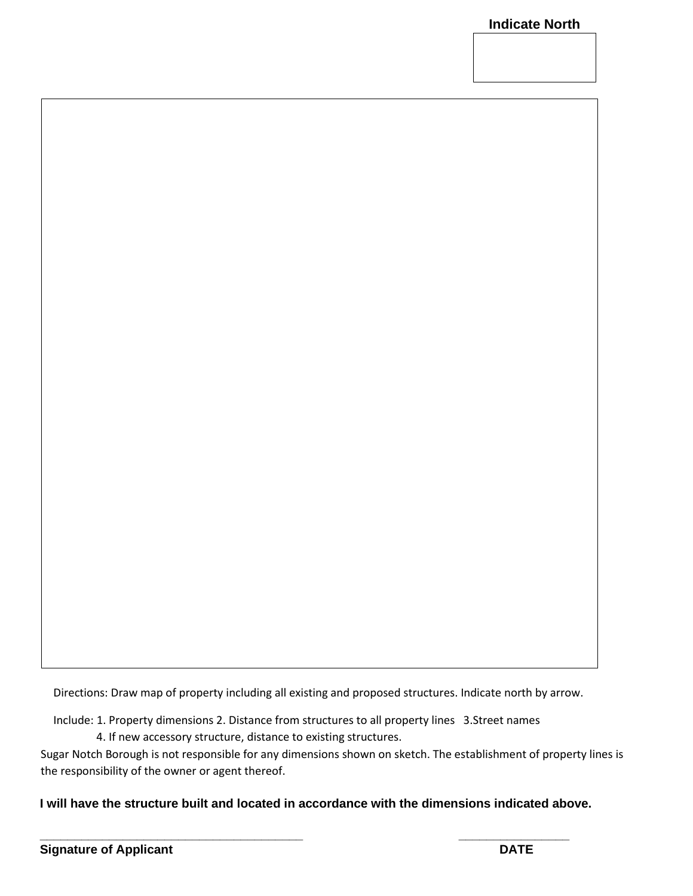**Indicate North**

Directions: Draw map of property including all existing and proposed structures. Indicate north by arrow.

Include: 1. Property dimensions 2. Distance from structures to all property lines 3.Street names
4. If new accessory structure, distance to existing structures.

Sugar Notch Borough is not responsible for any dimensions shown on sketch. The establishment of property lines is the responsibility of the owner or agent thereof.

**I will have the structure built and located in accordance with the dimensions indicated above.**

_________________________________________ _________________

**Signature of Applicant** **DATE**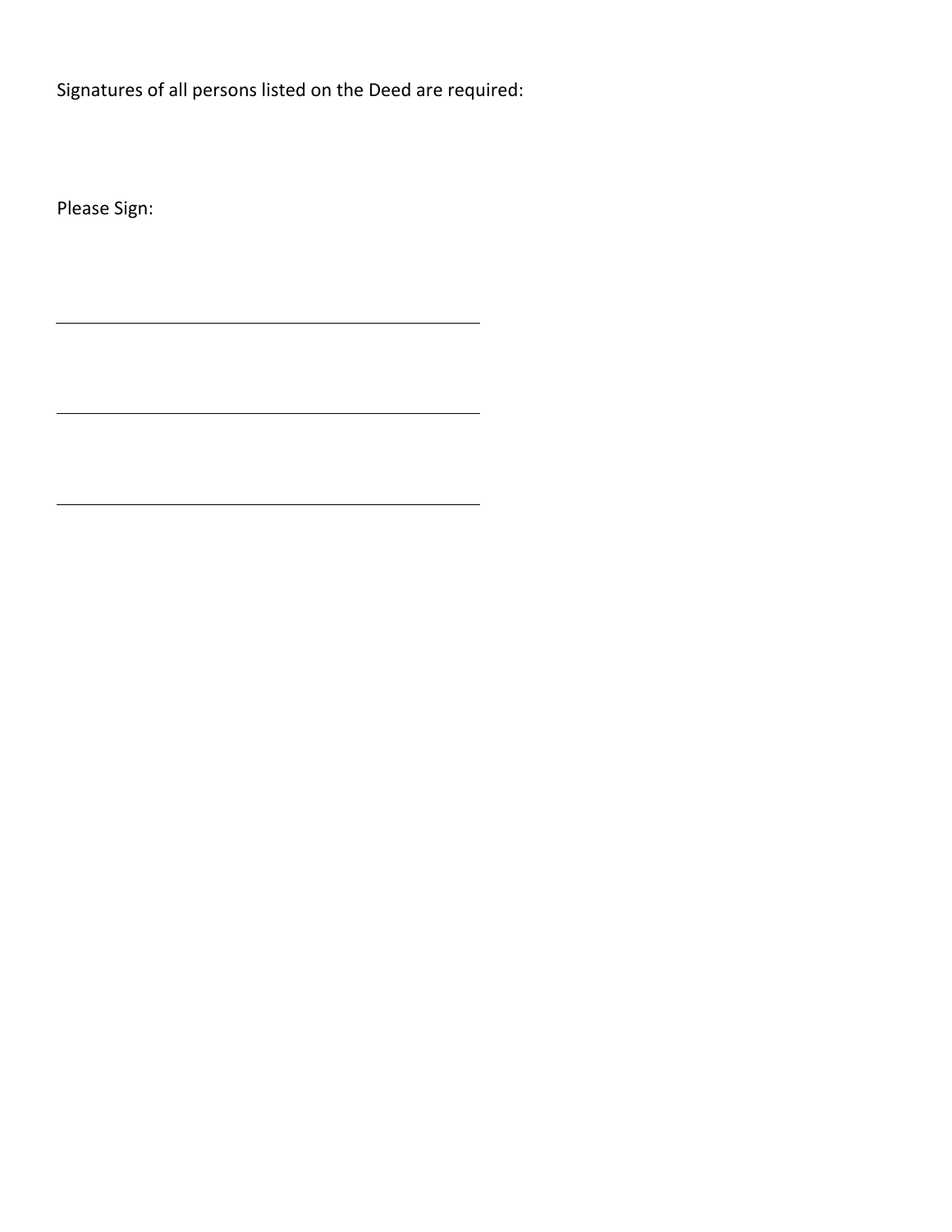Signatures of all persons listed on the Deed are required:

Please Sign:

\_\_\_\_\_\_\_\_\_\_\_\_\_\_\_\_\_\_\_\_\_\_\_\_\_\_\_\_\_\_\_\_\_\_\_\_\_\_\_\_

\_\_\_\_\_\_\_\_\_\_\_\_\_\_\_\_\_\_\_\_\_\_\_\_\_\_\_\_\_\_\_\_\_\_\_\_\_\_\_\_

\_\_\_\_\_\_\_\_\_\_\_\_\_\_\_\_\_\_\_\_\_\_\_\_\_\_\_\_\_\_\_\_\_\_\_\_\_\_\_\_